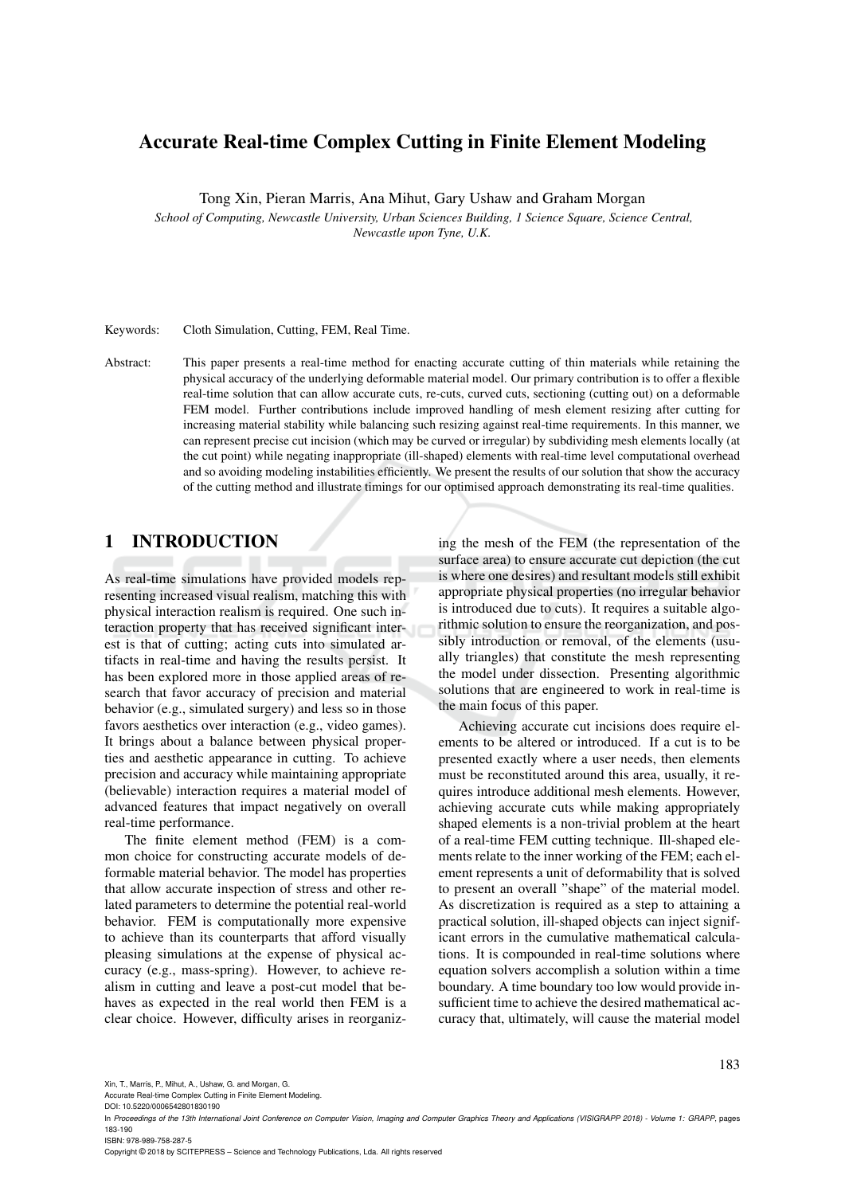# Accurate Real-time Complex Cutting in Finite Element Modeling

Tong Xin, Pieran Marris, Ana Mihut, Gary Ushaw and Graham Morgan

*School of Computing, Newcastle University, Urban Sciences Building, 1 Science Square, Science Central, Newcastle upon Tyne, U.K.*

Keywords: Cloth Simulation, Cutting, FEM, Real Time.

Abstract: This paper presents a real-time method for enacting accurate cutting of thin materials while retaining the physical accuracy of the underlying deformable material model. Our primary contribution is to offer a flexible real-time solution that can allow accurate cuts, re-cuts, curved cuts, sectioning (cutting out) on a deformable FEM model. Further contributions include improved handling of mesh element resizing after cutting for increasing material stability while balancing such resizing against real-time requirements. In this manner, we can represent precise cut incision (which may be curved or irregular) by subdividing mesh elements locally (at the cut point) while negating inappropriate (ill-shaped) elements with real-time level computational overhead and so avoiding modeling instabilities efficiently. We present the results of our solution that show the accuracy of the cutting method and illustrate timings for our optimised approach demonstrating its real-time qualities.

## 1 INTRODUCTION

As real-time simulations have provided models representing increased visual realism, matching this with physical interaction realism is required. One such interaction property that has received significant interest is that of cutting; acting cuts into simulated artifacts in real-time and having the results persist. It has been explored more in those applied areas of research that favor accuracy of precision and material behavior (e.g., simulated surgery) and less so in those favors aesthetics over interaction (e.g., video games). It brings about a balance between physical properties and aesthetic appearance in cutting. To achieve precision and accuracy while maintaining appropriate (believable) interaction requires a material model of advanced features that impact negatively on overall real-time performance.

The finite element method (FEM) is a common choice for constructing accurate models of deformable material behavior. The model has properties that allow accurate inspection of stress and other related parameters to determine the potential real-world behavior. FEM is computationally more expensive to achieve than its counterparts that afford visually pleasing simulations at the expense of physical accuracy (e.g., mass-spring). However, to achieve realism in cutting and leave a post-cut model that behaves as expected in the real world then FEM is a clear choice. However, difficulty arises in reorganizing the mesh of the FEM (the representation of the surface area) to ensure accurate cut depiction (the cut is where one desires) and resultant models still exhibit appropriate physical properties (no irregular behavior is introduced due to cuts). It requires a suitable algorithmic solution to ensure the reorganization, and possibly introduction or removal, of the elements (usually triangles) that constitute the mesh representing the model under dissection. Presenting algorithmic solutions that are engineered to work in real-time is the main focus of this paper.

Achieving accurate cut incisions does require elements to be altered or introduced. If a cut is to be presented exactly where a user needs, then elements must be reconstituted around this area, usually, it requires introduce additional mesh elements. However, achieving accurate cuts while making appropriately shaped elements is a non-trivial problem at the heart of a real-time FEM cutting technique. Ill-shaped elements relate to the inner working of the FEM; each element represents a unit of deformability that is solved to present an overall "shape" of the material model. As discretization is required as a step to attaining a practical solution, ill-shaped objects can inject significant errors in the cumulative mathematical calculations. It is compounded in real-time solutions where equation solvers accomplish a solution within a time boundary. A time boundary too low would provide insufficient time to achieve the desired mathematical accuracy that, ultimately, will cause the material model

Xin, T., Marris, P., Mihut, A., Ushaw, G. and Morgan, G.
Accurate Real-time Complex Cutting in Finite Element Modeling.
DOI: 10.5220/0006542801830190
In *Proceedings of the 13th International Joint Conference on Computer Vision, Imaging and Computer Graphics Theory and Applications (VISIGRAPP 2018) - Volume 1: GRAPP*, pages 183-190
ISBN: 978-989-758-287-5
Copyright © 2018 by SCITEPRESS – Science and Technology Publications, Lda. All rights reserved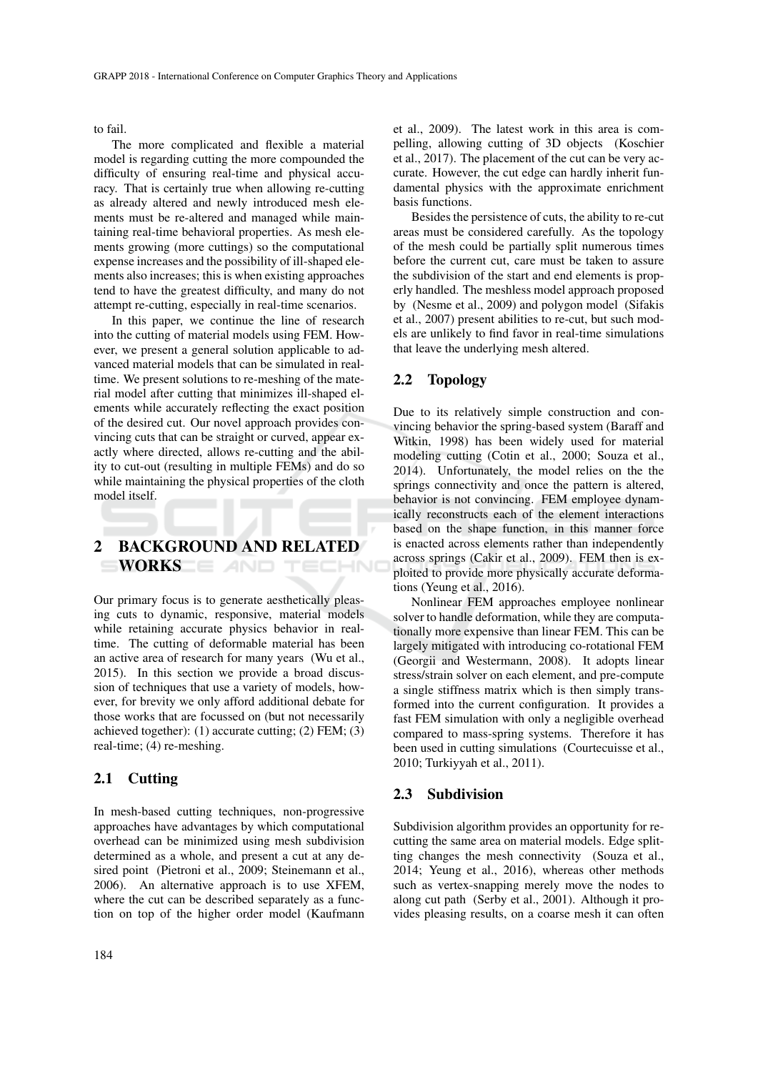to fail.

The more complicated and flexible a material model is regarding cutting the more compounded the difficulty of ensuring real-time and physical accuracy. That is certainly true when allowing re-cutting as already altered and newly introduced mesh elements must be re-altered and managed while maintaining real-time behavioral properties. As mesh elements growing (more cuttings) so the computational expense increases and the possibility of ill-shaped elements also increases; this is when existing approaches tend to have the greatest difficulty, and many do not attempt re-cutting, especially in real-time scenarios.

In this paper, we continue the line of research into the cutting of material models using FEM. However, we present a general solution applicable to advanced material models that can be simulated in real-time. We present solutions to re-meshing of the material model after cutting that minimizes ill-shaped elements while accurately reflecting the exact position of the desired cut. Our novel approach provides convincing cuts that can be straight or curved, appear exactly where directed, allows re-cutting and the ability to cut-out (resulting in multiple FEMs) and do so while maintaining the physical properties of the cloth model itself.

## 2 BACKGROUND AND RELATED WORKS

Our primary focus is to generate aesthetically pleasing cuts to dynamic, responsive, material models while retaining accurate physics behavior in real-time. The cutting of deformable material has been an active area of research for many years (Wu et al., 2015). In this section we provide a broad discussion of techniques that use a variety of models, however, for brevity we only afford additional debate for those works that are focussed on (but not necessarily achieved together): (1) accurate cutting; (2) FEM; (3) real-time; (4) re-meshing.

### 2.1 Cutting

In mesh-based cutting techniques, non-progressive approaches have advantages by which computational overhead can be minimized using mesh subdivision determined as a whole, and present a cut at any desired point (Pietroni et al., 2009; Steinemann et al., 2006). An alternative approach is to use XFEM, where the cut can be described separately as a function on top of the higher order model (Kaufmann et al., 2009). The latest work in this area is compelling, allowing cutting of 3D objects (Koschier et al., 2017). The placement of the cut can be very accurate. However, the cut edge can hardly inherit fundamental physics with the approximate enrichment basis functions.

Besides the persistence of cuts, the ability to re-cut areas must be considered carefully. As the topology of the mesh could be partially split numerous times before the current cut, care must be taken to assure the subdivision of the start and end elements is properly handled. The meshless model approach proposed by (Nesme et al., 2009) and polygon model (Sifakis et al., 2007) present abilities to re-cut, but such models are unlikely to find favor in real-time simulations that leave the underlying mesh altered.

### 2.2 Topology

Due to its relatively simple construction and convincing behavior the spring-based system (Baraff and Witkin, 1998) has been widely used for material modeling cutting (Cotin et al., 2000; Souza et al., 2014). Unfortunately, the model relies on the the springs connectivity and once the pattern is altered, behavior is not convincing. FEM employee dynamically reconstructs each of the element interactions based on the shape function, in this manner force is enacted across elements rather than independently across springs (Cakir et al., 2009). FEM then is exploited to provide more physically accurate deformations (Yeung et al., 2016).

Nonlinear FEM approaches employee nonlinear solver to handle deformation, while they are computationally more expensive than linear FEM. This can be largely mitigated with introducing co-rotational FEM (Georgii and Westermann, 2008). It adopts linear stress/strain solver on each element, and pre-compute a single stiffness matrix which is then simply transformed into the current configuration. It provides a fast FEM simulation with only a negligible overhead compared to mass-spring systems. Therefore it has been used in cutting simulations (Courtecuisse et al., 2010; Turkiyyah et al., 2011).

### 2.3 Subdivision

Subdivision algorithm provides an opportunity for re-cutting the same area on material models. Edge splitting changes the mesh connectivity (Souza et al., 2014; Yeung et al., 2016), whereas other methods such as vertex-snapping merely move the nodes to along cut path (Serby et al., 2001). Although it provides pleasing results, on a coarse mesh it can often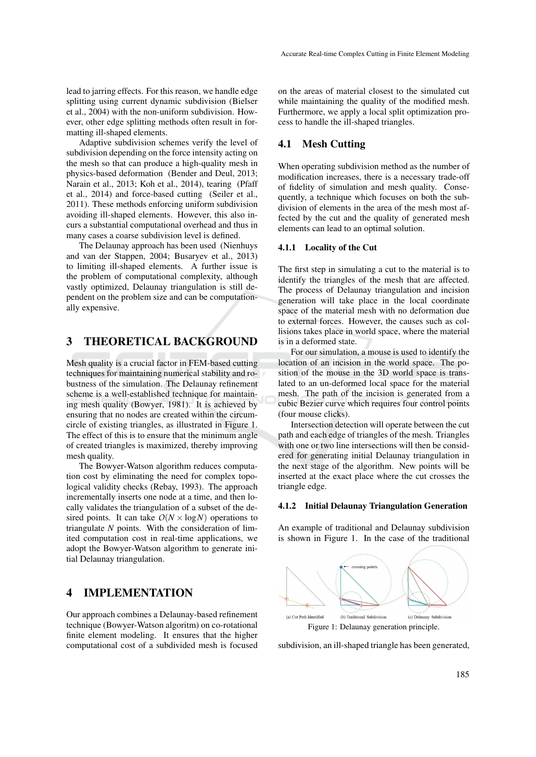lead to jarring effects. For this reason, we handle edge splitting using current dynamic subdivision (Bielser et al., 2004) with the non-uniform subdivision. However, other edge splitting methods often result in formatting ill-shaped elements.

Adaptive subdivision schemes verify the level of subdivision depending on the force intensity acting on the mesh so that can produce a high-quality mesh in physics-based deformation (Bender and Deul, 2013; Narain et al., 2013; Koh et al., 2014), tearing (Pfaff et al., 2014) and force-based cutting (Seiler et al., 2011). These methods enforcing uniform subdivision avoiding ill-shaped elements. However, this also incurs a substantial computational overhead and thus in many cases a coarse subdivision level is defined.

The Delaunay approach has been used (Nienhuys and van der Stappen, 2004; Busaryev et al., 2013) to limiting ill-shaped elements. A further issue is the problem of computational complexity, although vastly optimized, Delaunay triangulation is still dependent on the problem size and can be computationally expensive.

## 3 THEORETICAL BACKGROUND

Mesh quality is a crucial factor in FEM-based cutting techniques for maintaining numerical stability and robustness of the simulation. The Delaunay refinement scheme is a well-established technique for maintaining mesh quality (Bowyer, 1981). It is achieved by ensuring that no nodes are created within the circumcircle of existing triangles, as illustrated in Figure 1. The effect of this is to ensure that the minimum angle of created triangles is maximized, thereby improving mesh quality.

The Bowyer-Watson algorithm reduces computation cost by eliminating the need for complex topological validity checks (Rebay, 1993). The approach incrementally inserts one node at a time, and then locally validates the triangulation of a subset of the desired points. It can take $O(N \times \log N)$ operations to triangulate $N$ points. With the consideration of limited computation cost in real-time applications, we adopt the Bowyer-Watson algorithm to generate initial Delaunay triangulation.

## 4 IMPLEMENTATION

Our approach combines a Delaunay-based refinement technique (Bowyer-Watson algoritm) on co-rotational finite element modeling. It ensures that the higher computational cost of a subdivided mesh is focused on the areas of material closest to the simulated cut while maintaining the quality of the modified mesh. Furthermore, we apply a local split optimization process to handle the ill-shaped triangles.

### 4.1 Mesh Cutting

When operating subdivision method as the number of modification increases, there is a necessary trade-off of fidelity of simulation and mesh quality. Consequently, a technique which focuses on both the subdivision of elements in the area of the mesh most affected by the cut and the quality of generated mesh elements can lead to an optimal solution.

#### 4.1.1 Locality of the Cut

The first step in simulating a cut to the material is to identify the triangles of the mesh that are affected. The process of Delaunay triangulation and incision generation will take place in the local coordinate space of the material mesh with no deformation due to external forces. However, the causes such as collisions takes place in world space, where the material is in a deformed state.

For our simulation, a mouse is used to identify the location of an incision in the world space. The position of the mouse in the 3D world space is translated to an un-deformed local space for the material mesh. The path of the incision is generated from a cubic Bezier curve which requires four control points (four mouse clicks).

Intersection detection will operate between the cut path and each edge of triangles of the mesh. Triangles with one or two line intersections will then be considered for generating initial Delaunay triangulation in the next stage of the algorithm. New points will be inserted at the exact place where the cut crosses the triangle edge.

#### 4.1.2 Initial Delaunay Triangulation Generation

An example of traditional and Delaunay subdivision is shown in Figure 1. In the case of the traditional

(a) Cut Path Identified (b) Traditional Subdivision (c) Delaunay Subdivision

Figure 1: Delaunay generation principle.

subdivision, an ill-shaped triangle has been generated,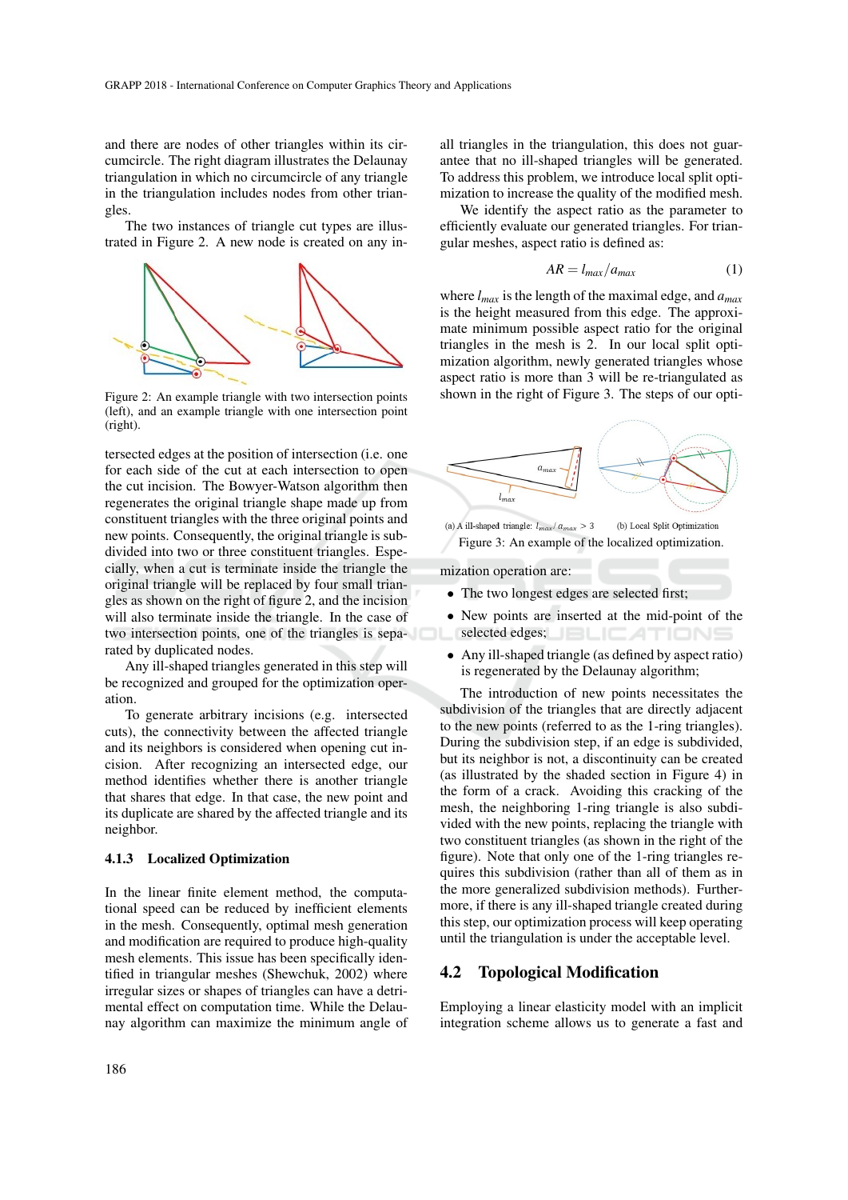and there are nodes of other triangles within its circumcircle. The right diagram illustrates the Delaunay triangulation in which no circumcircle of any triangle in the triangulation includes nodes from other triangles.

The two instances of triangle cut types are illustrated in Figure 2. A new node is created on any intersected edges at the position of intersection (i.e. one for each side of the cut at each intersection to open the cut incision. The Bowyer-Watson algorithm then regenerates the original triangle shape made up from constituent triangles with the three original points and new points. Consequently, the original triangle is subdivided into two or three constituent triangles. Especially, when a cut is terminate inside the triangle the original triangle will be replaced by four small triangles as shown on the right of figure 2, and the incision will also terminate inside the triangle. In the case of two intersection points, one of the triangles is separated by duplicated nodes.

Figure 2: An example triangle with two intersection points (left), and an example triangle with one intersection point (right).

Any ill-shaped triangles generated in this step will be recognized and grouped for the optimization operation.

To generate arbitrary incisions (e.g. intersected cuts), the connectivity between the affected triangle and its neighbors is considered when opening cut incision. After recognizing an intersected edge, our method identifies whether there is another triangle that shares that edge. In that case, the new point and its duplicate are shared by the affected triangle and its neighbor.

### 4.1.3 Localized Optimization

In the linear finite element method, the computational speed can be reduced by inefficient elements in the mesh. Consequently, optimal mesh generation and modification are required to produce high-quality mesh elements. This issue has been specifically identified in triangular meshes (Shewchuk, 2002) where irregular sizes or shapes of triangles can have a detrimental effect on computation time. While the Delaunay algorithm can maximize the minimum angle of all triangles in the triangulation, this does not guarantee that no ill-shaped triangles will be generated. To address this problem, we introduce local split optimization to increase the quality of the modified mesh.

We identify the aspect ratio as the parameter to efficiently evaluate our generated triangles. For triangular meshes, aspect ratio is defined as:

$$AR = l_{max}/a_{max} \tag{1}$$

where $l_{max}$ is the length of the maximal edge, and $a_{max}$ is the height measured from this edge. The approximate minimum possible aspect ratio for the original triangles in the mesh is 2. In our local split optimization algorithm, newly generated triangles whose aspect ratio is more than 3 will be re-triangulated as shown in the right of Figure 3. The steps of our optimization operation are:

(a) A ill-shaped triangle: $l_{max}/a_{max} > 3$ (b) Local Split Optimization

Figure 3: An example of the localized optimization.

- The two longest edges are selected first;
- New points are inserted at the mid-point of the selected edges;
- Any ill-shaped triangle (as defined by aspect ratio) is regenerated by the Delaunay algorithm;

The introduction of new points necessitates the subdivision of the triangles that are directly adjacent to the new points (referred to as the 1-ring triangles). During the subdivision step, if an edge is subdivided, but its neighbor is not, a discontinuity can be created (as illustrated by the shaded section in Figure 4) in the form of a crack. Avoiding this cracking of the mesh, the neighboring 1-ring triangle is also subdivided with the new points, replacing the triangle with two constituent triangles (as shown in the right of the figure). Note that only one of the 1-ring triangles requires this subdivision (rather than all of them as in the more generalized subdivision methods). Furthermore, if there is any ill-shaped triangle created during this step, our optimization process will keep operating until the triangulation is under the acceptable level.

## 4.2 Topological Modification

Employing a linear elasticity model with an implicit integration scheme allows us to generate a fast and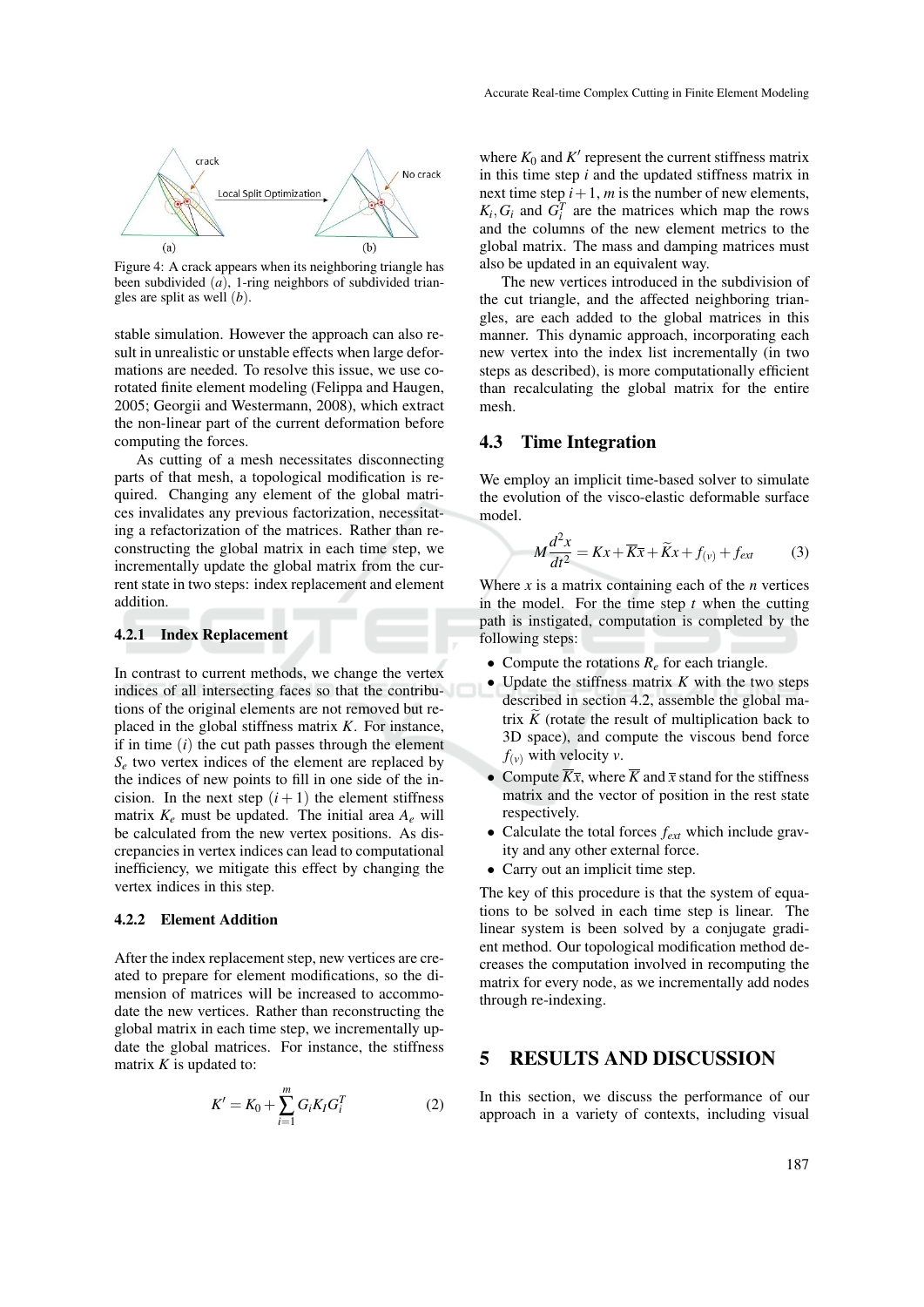Figure 4: A crack appears when its neighboring triangle has been subdivided $(a)$, 1-ring neighbors of subdivided triangles are split as well $(b)$.

stable simulation. However the approach can also result in unrealistic or unstable effects when large deformations are needed. To resolve this issue, we use co-rotated finite element modeling (Felippa and Haugen, 2005; Georgii and Westermann, 2008), which extract the non-linear part of the current deformation before computing the forces.

As cutting of a mesh necessitates disconnecting parts of that mesh, a topological modification is required. Changing any element of the global matrices invalidates any previous factorization, necessitating a refactorization of the matrices. Rather than reconstructing the global matrix in each time step, we incrementally update the global matrix from the current state in two steps: index replacement and element addition.

#### 4.2.1 Index Replacement

In contrast to current methods, we change the vertex indices of all intersecting faces so that the contributions of the original elements are not removed but replaced in the global stiffness matrix $K$. For instance, if in time $(i)$ the cut path passes through the element $S_e$ two vertex indices of the element are replaced by the indices of new points to fill in one side of the incision. In the next step $(i+1)$ the element stiffness matrix $K_e$ must be updated. The initial area $A_e$ will be calculated from the new vertex positions. As discrepancies in vertex indices can lead to computational inefficiency, we mitigate this effect by changing the vertex indices in this step.

#### 4.2.2 Element Addition

After the index replacement step, new vertices are created to prepare for element modifications, so the dimension of matrices will be increased to accommodate the new vertices. Rather than reconstructing the global matrix in each time step, we incrementally update the global matrices. For instance, the stiffness matrix $K$ is updated to:

$$K' = K_0 + \sum_{i=1}^{m} G_i K_I G_i^T \tag{2}$$

where $K_0$ and $K'$ represent the current stiffness matrix in this time step $i$ and the updated stiffness matrix in next time step $i+1$, $m$ is the number of new elements, $K_i, G_i$ and $G_i^T$ are the matrices which map the rows and the columns of the new element metrics to the global matrix. The mass and damping matrices must also be updated in an equivalent way.

The new vertices introduced in the subdivision of the cut triangle, and the affected neighboring triangles, are each added to the global matrices in this manner. This dynamic approach, incorporating each new vertex into the index list incrementally (in two steps as described), is more computationally efficient than recalculating the global matrix for the entire mesh.

### 4.3 Time Integration

We employ an implicit time-based solver to simulate the evolution of the visco-elastic deformable surface model.

$$M\frac{d^2x}{dt^2} = Kx + \overline{K}\overline{x} + \widetilde{K}x + f_{(v)} + f_{ext} \tag{3}$$

Where $x$ is a matrix containing each of the $n$ vertices in the model. For the time step $t$ when the cutting path is instigated, computation is completed by the following steps:

- Compute the rotations $R_e$ for each triangle.
- Update the stiffness matrix $K$ with the two steps described in section 4.2, assemble the global matrix $\widetilde{K}$ (rotate the result of multiplication back to 3D space), and compute the viscous bend force $f_{(v)}$ with velocity $v$.
- Compute $\overline{K}\overline{x}$, where $\overline{K}$ and $\overline{x}$ stand for the stiffness matrix and the vector of position in the rest state respectively.
- Calculate the total forces $f_{ext}$ which include gravity and any other external force.
- Carry out an implicit time step.

The key of this procedure is that the system of equations to be solved in each time step is linear. The linear system is been solved by a conjugate gradient method. Our topological modification method decreases the computation involved in recomputing the matrix for every node, as we incrementally add nodes through re-indexing.

## 5 RESULTS AND DISCUSSION

In this section, we discuss the performance of our approach in a variety of contexts, including visual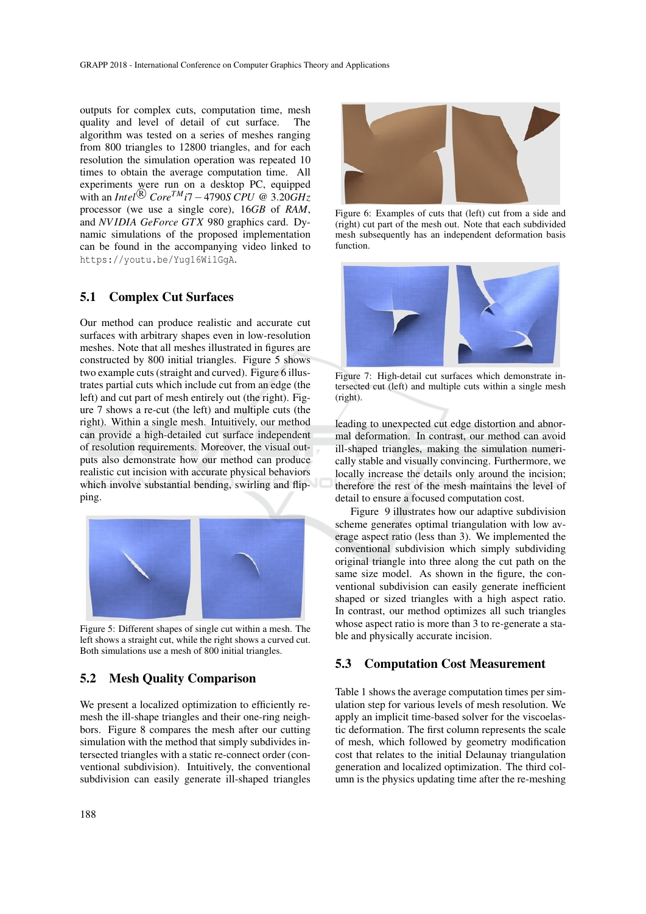outputs for complex cuts, computation time, mesh quality and level of detail of cut surface. The algorithm was tested on a series of meshes ranging from 800 triangles to 12800 triangles, and for each resolution the simulation operation was repeated 10 times to obtain the average computation time. All experiments were run on a desktop PC, equipped with an *Intel*® *Core*$^{TM}$ *i*7 − 4790*S CPU* @ 3.20*GHz* processor (we use a single core), 16*GB* of *RAM*, and *NVIDIA GeForce GTX* 980 graphics card. Dynamic simulations of the proposed implementation can be found in the accompanying video linked to https://youtu.be/Yug16Wi1GgA.

### 5.1 Complex Cut Surfaces

Our method can produce realistic and accurate cut surfaces with arbitrary shapes even in low-resolution meshes. Note that all meshes illustrated in figures are constructed by 800 initial triangles. Figure 5 shows two example cuts (straight and curved). Figure 6 illustrates partial cuts which include cut from an edge (the left) and cut part of mesh entirely out (the right). Figure 7 shows a re-cut (the left) and multiple cuts (the right). Within a single mesh. Intuitively, our method can provide a high-detailed cut surface independent of resolution requirements. Moreover, the visual outputs also demonstrate how our method can produce realistic cut incision with accurate physical behaviors which involve substantial bending, swirling and flipping.

Figure 5: Different shapes of single cut within a mesh. The left shows a straight cut, while the right shows a curved cut. Both simulations use a mesh of 800 initial triangles.

### 5.2 Mesh Quality Comparison

We present a localized optimization to efficiently remesh the ill-shape triangles and their one-ring neighbors. Figure 8 compares the mesh after our cutting simulation with the method that simply subdivides intersected triangles with a static re-connect order (conventional subdivision). Intuitively, the conventional subdivision can easily generate ill-shaped triangles leading to unexpected cut edge distortion and abnormal deformation. In contrast, our method can avoid ill-shaped triangles, making the simulation numerically stable and visually convincing. Furthermore, we locally increase the details only around the incision; therefore the rest of the mesh maintains the level of detail to ensure a focused computation cost.

Figure 6: Examples of cuts that (left) cut from a side and (right) cut part of the mesh out. Note that each subdivided mesh subsequently has an independent deformation basis function.

Figure 7: High-detail cut surfaces which demonstrate intersected cut (left) and multiple cuts within a single mesh (right).

Figure 9 illustrates how our adaptive subdivision scheme generates optimal triangulation with low average aspect ratio (less than 3). We implemented the conventional subdivision which simply subdividing original triangle into three along the cut path on the same size model. As shown in the figure, the conventional subdivision can easily generate inefficient shaped or sized triangles with a high aspect ratio. In contrast, our method optimizes all such triangles whose aspect ratio is more than 3 to re-generate a stable and physically accurate incision.

### 5.3 Computation Cost Measurement

Table 1 shows the average computation times per simulation step for various levels of mesh resolution. We apply an implicit time-based solver for the viscoelastic deformation. The first column represents the scale of mesh, which followed by geometry modification cost that relates to the initial Delaunay triangulation generation and localized optimization. The third column is the physics updating time after the re-meshing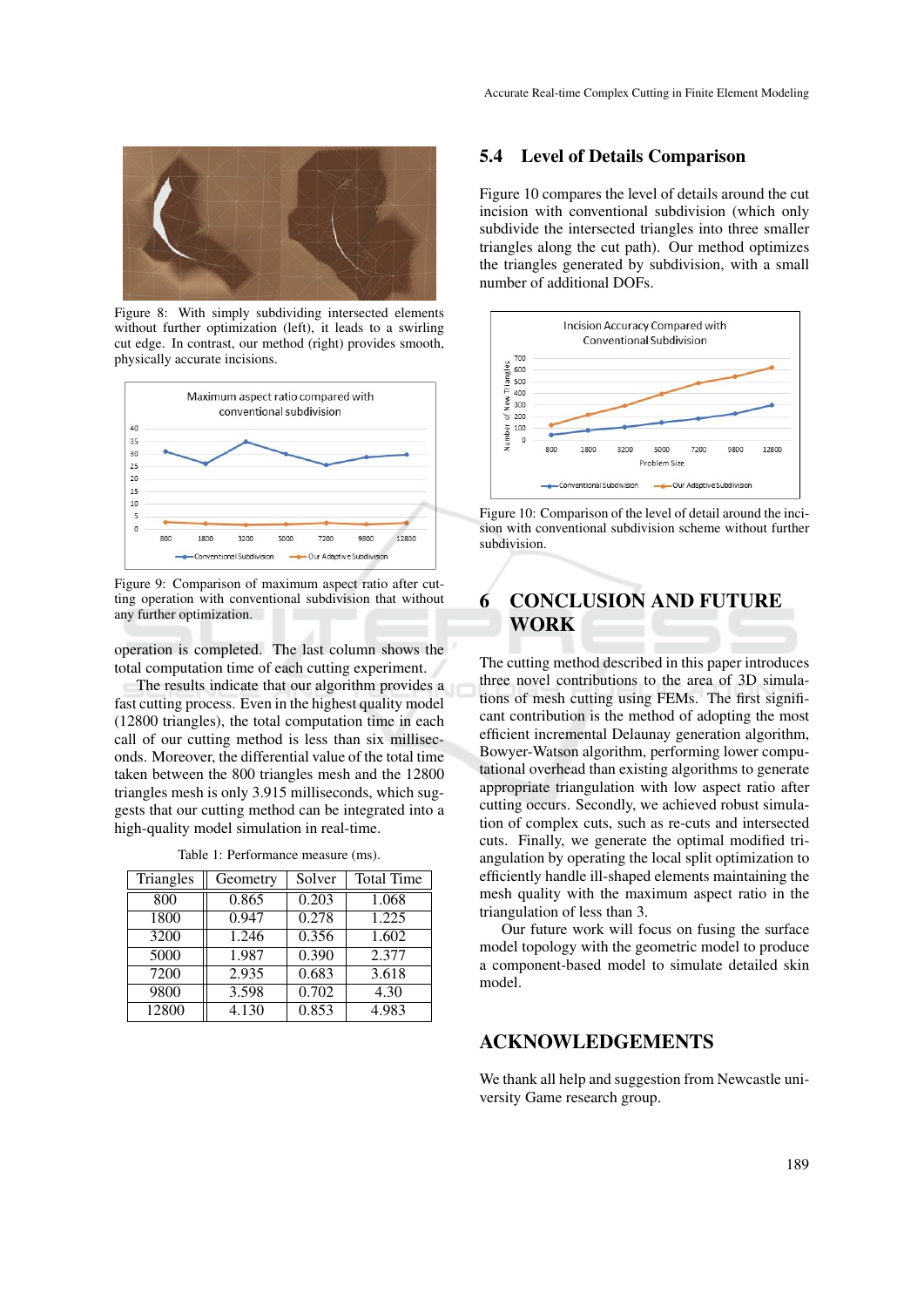Figure 8: With simply subdividing intersected elements without further optimization (left), it leads to a swirling cut edge. In contrast, our method (right) provides smooth, physically accurate incisions.

Figure 9: Comparison of maximum aspect ratio after cutting operation with conventional subdivision that without any further optimization.

operation is completed. The last column shows the total computation time of each cutting experiment.

The results indicate that our algorithm provides a fast cutting process. Even in the highest quality model (12800 triangles), the total computation time in each call of our cutting method is less than six milliseconds. Moreover, the differential value of the total time taken between the 800 triangles mesh and the 12800 triangles mesh is only 3.915 milliseconds, which suggests that our cutting method can be integrated into a high-quality model simulation in real-time.

Table 1: Performance measure (ms).

| Triangles | Geometry | Solver | Total Time |
|---|---|---|---|
| 800 | 0.865 | 0.203 | 1.068 |
| 1800 | 0.947 | 0.278 | 1.225 |
| 3200 | 1.246 | 0.356 | 1.602 |
| 5000 | 1.987 | 0.390 | 2.377 |
| 7200 | 2.935 | 0.683 | 3.618 |
| 9800 | 3.598 | 0.702 | 4.30 |
| 12800 | 4.130 | 0.853 | 4.983 |

## 5.4 Level of Details Comparison

Figure 10 compares the level of details around the cut incision with conventional subdivision (which only subdivide the intersected triangles into three smaller triangles along the cut path). Our method optimizes the triangles generated by subdivision, with a small number of additional DOFs.

Figure 10: Comparison of the level of detail around the incision with conventional subdivision scheme without further subdivision.

# 6 CONCLUSION AND FUTURE WORK

The cutting method described in this paper introduces three novel contributions to the area of 3D simulations of mesh cutting using FEMs. The first significant contribution is the method of adopting the most efficient incremental Delaunay generation algorithm, Bowyer-Watson algorithm, performing lower computational overhead than existing algorithms to generate appropriate triangulation with low aspect ratio after cutting occurs. Secondly, we achieved robust simulation of complex cuts, such as re-cuts and intersected cuts. Finally, we generate the optimal modified triangulation by operating the local split optimization to efficiently handle ill-shaped elements maintaining the mesh quality with the maximum aspect ratio in the triangulation of less than 3.

Our future work will focus on fusing the surface model topology with the geometric model to produce a component-based model to simulate detailed skin model.

# ACKNOWLEDGEMENTS

We thank all help and suggestion from Newcastle university Game research group.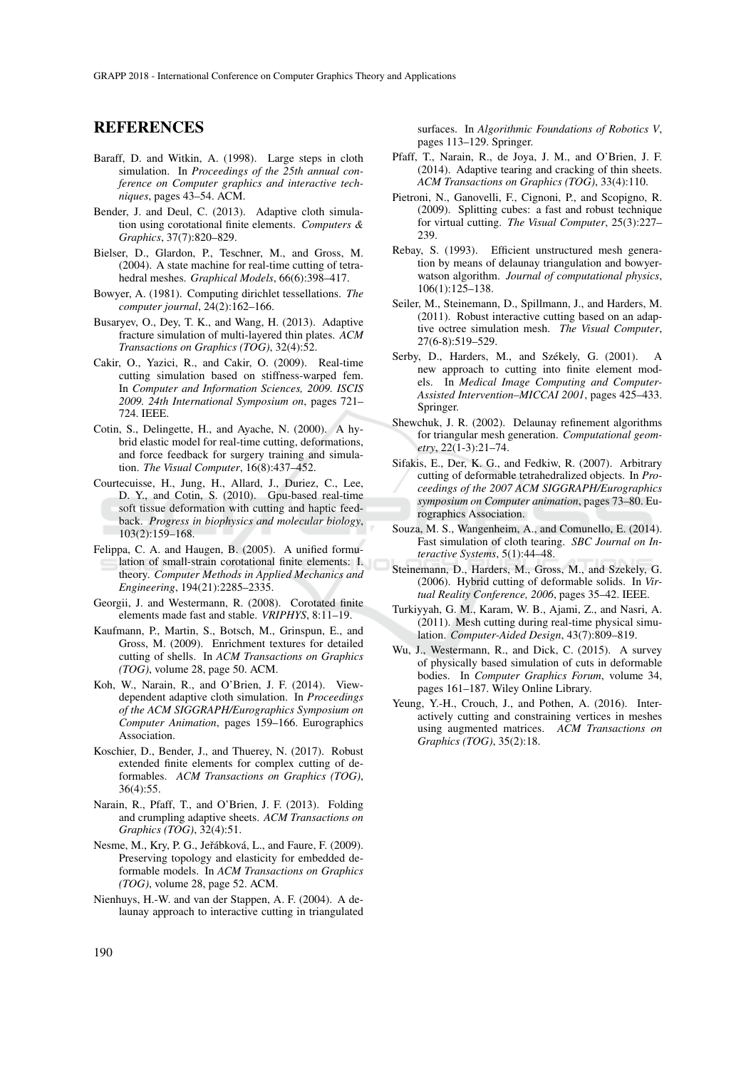## REFERENCES

Baraff, D. and Witkin, A. (1998). Large steps in cloth simulation. In *Proceedings of the 25th annual conference on Computer graphics and interactive techniques*, pages 43–54. ACM.

Bender, J. and Deul, C. (2013). Adaptive cloth simulation using corotational finite elements. *Computers & Graphics*, 37(7):820–829.

Bielser, D., Glardon, P., Teschner, M., and Gross, M. (2004). A state machine for real-time cutting of tetrahedral meshes. *Graphical Models*, 66(6):398–417.

Bowyer, A. (1981). Computing dirichlet tessellations. *The computer journal*, 24(2):162–166.

Busaryev, O., Dey, T. K., and Wang, H. (2013). Adaptive fracture simulation of multi-layered thin plates. *ACM Transactions on Graphics (TOG)*, 32(4):52.

Cakir, O., Yazici, R., and Cakir, O. (2009). Real-time cutting simulation based on stiffness-warped fem. In *Computer and Information Sciences, 2009. ISCIS 2009. 24th International Symposium on*, pages 721–724. IEEE.

Cotin, S., Delingette, H., and Ayache, N. (2000). A hybrid elastic model for real-time cutting, deformations, and force feedback for surgery training and simulation. *The Visual Computer*, 16(8):437–452.

Courtecuisse, H., Jung, H., Allard, J., Duriez, C., Lee, D. Y., and Cotin, S. (2010). Gpu-based real-time soft tissue deformation with cutting and haptic feedback. *Progress in biophysics and molecular biology*, 103(2):159–168.

Felippa, C. A. and Haugen, B. (2005). A unified formulation of small-strain corotational finite elements: I. theory. *Computer Methods in Applied Mechanics and Engineering*, 194(21):2285–2335.

Georgii, J. and Westermann, R. (2008). Corotated finite elements made fast and stable. *VRIPHYS*, 8:11–19.

Kaufmann, P., Martin, S., Botsch, M., Grinspun, E., and Gross, M. (2009). Enrichment textures for detailed cutting of shells. In *ACM Transactions on Graphics (TOG)*, volume 28, page 50. ACM.

Koh, W., Narain, R., and O'Brien, J. F. (2014). View-dependent adaptive cloth simulation. In *Proceedings of the ACM SIGGRAPH/Eurographics Symposium on Computer Animation*, pages 159–166. Eurographics Association.

Koschier, D., Bender, J., and Thuerey, N. (2017). Robust extended finite elements for complex cutting of deformables. *ACM Transactions on Graphics (TOG)*, 36(4):55.

Narain, R., Pfaff, T., and O'Brien, J. F. (2013). Folding and crumpling adaptive sheets. *ACM Transactions on Graphics (TOG)*, 32(4):51.

Nesme, M., Kry, P. G., Jeřábková, L., and Faure, F. (2009). Preserving topology and elasticity for embedded deformable models. In *ACM Transactions on Graphics (TOG)*, volume 28, page 52. ACM.

Nienhuys, H.-W. and van der Stappen, A. F. (2004). A delaunay approach to interactive cutting in triangulated surfaces. In *Algorithmic Foundations of Robotics V*, pages 113–129. Springer.

Pfaff, T., Narain, R., de Joya, J. M., and O'Brien, J. F. (2014). Adaptive tearing and cracking of thin sheets. *ACM Transactions on Graphics (TOG)*, 33(4):110.

Pietroni, N., Ganovelli, F., Cignoni, P., and Scopigno, R. (2009). Splitting cubes: a fast and robust technique for virtual cutting. *The Visual Computer*, 25(3):227–239.

Rebay, S. (1993). Efficient unstructured mesh generation by means of delaunay triangulation and bowyer-watson algorithm. *Journal of computational physics*, 106(1):125–138.

Seiler, M., Steinemann, D., Spillmann, J., and Harders, M. (2011). Robust interactive cutting based on an adaptive octree simulation mesh. *The Visual Computer*, 27(6-8):519–529.

Serby, D., Harders, M., and Székely, G. (2001). A new approach to cutting into finite element models. In *Medical Image Computing and Computer-Assisted Intervention–MICCAI 2001*, pages 425–433. Springer.

Shewchuk, J. R. (2002). Delaunay refinement algorithms for triangular mesh generation. *Computational geometry*, 22(1-3):21–74.

Sifakis, E., Der, K. G., and Fedkiw, R. (2007). Arbitrary cutting of deformable tetrahedralized objects. In *Proceedings of the 2007 ACM SIGGRAPH/Eurographics symposium on Computer animation*, pages 73–80. Eurographics Association.

Souza, M. S., Wangenheim, A., and Comunello, E. (2014). Fast simulation of cloth tearing. *SBC Journal on Interactive Systems*, 5(1):44–48.

Steinemann, D., Harders, M., Gross, M., and Szekely, G. (2006). Hybrid cutting of deformable solids. In *Virtual Reality Conference, 2006*, pages 35–42. IEEE.

Turkiyyah, G. M., Karam, W. B., Ajami, Z., and Nasri, A. (2011). Mesh cutting during real-time physical simulation. *Computer-Aided Design*, 43(7):809–819.

Wu, J., Westermann, R., and Dick, C. (2015). A survey of physically based simulation of cuts in deformable bodies. In *Computer Graphics Forum*, volume 34, pages 161–187. Wiley Online Library.

Yeung, Y.-H., Crouch, J., and Pothen, A. (2016). Interactively cutting and constraining vertices in meshes using augmented matrices. *ACM Transactions on Graphics (TOG)*, 35(2):18.